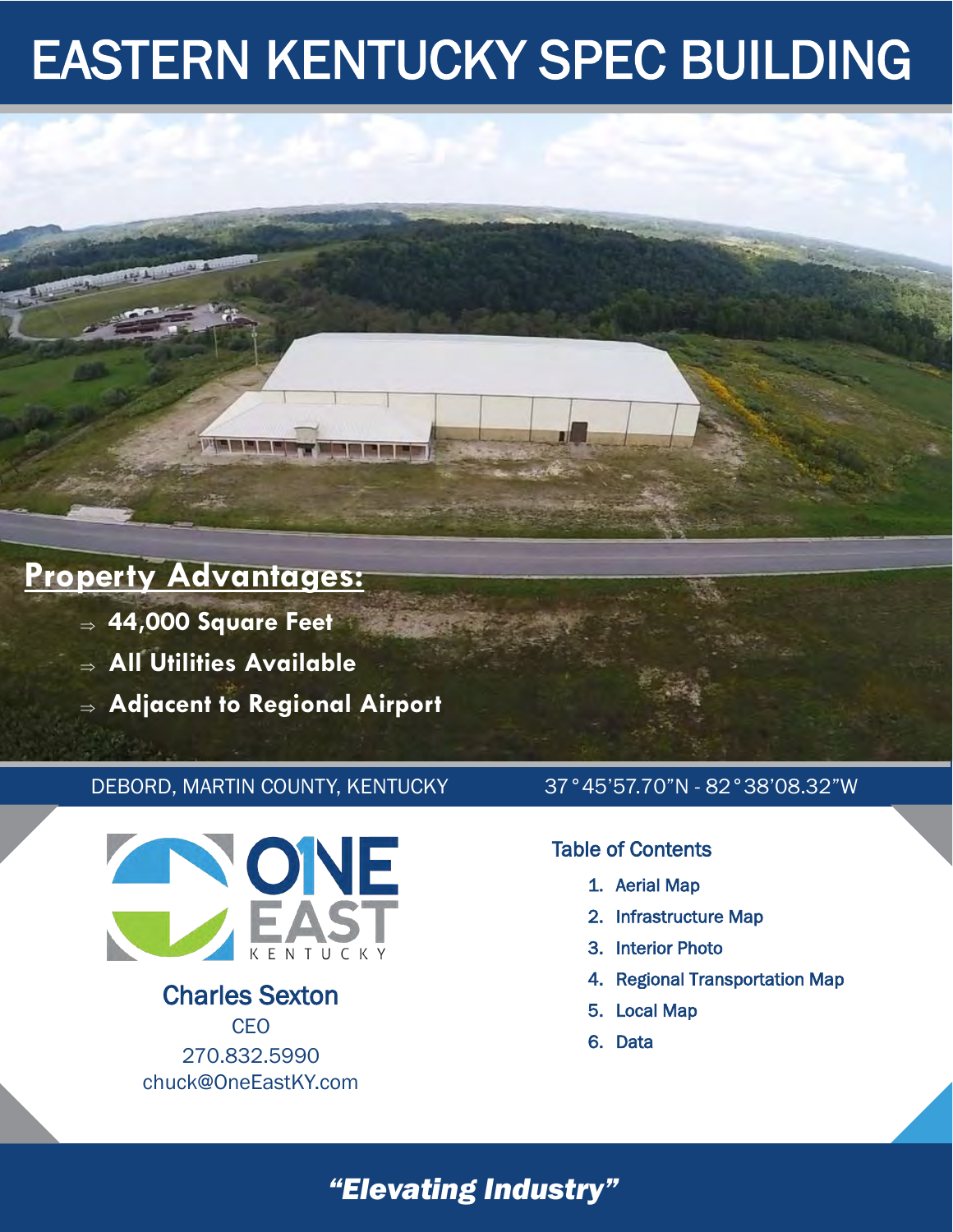# EASTERN KENTUCKY SPEC BUILDING

## Property Advantages:

- ⇒ **44,000 Square Feet**
- ⇒ **All Utilities Available**
- ⇒ **Adjacent to Regional Airport**

DEBORD, MARTIN COUNTY, KENTUCKY

37°45'57.70"N - 82°38'08.32"W

ONE EAST KENTUCKY

**Charles Sexton**
CEO
270.832.5990
chuck@OneEastKY.com

### Table of Contents

1. Aerial Map
2. Infrastructure Map
3. Interior Photo
4. Regional Transportation Map
5. Local Map
6. Data

***"Elevating Industry"***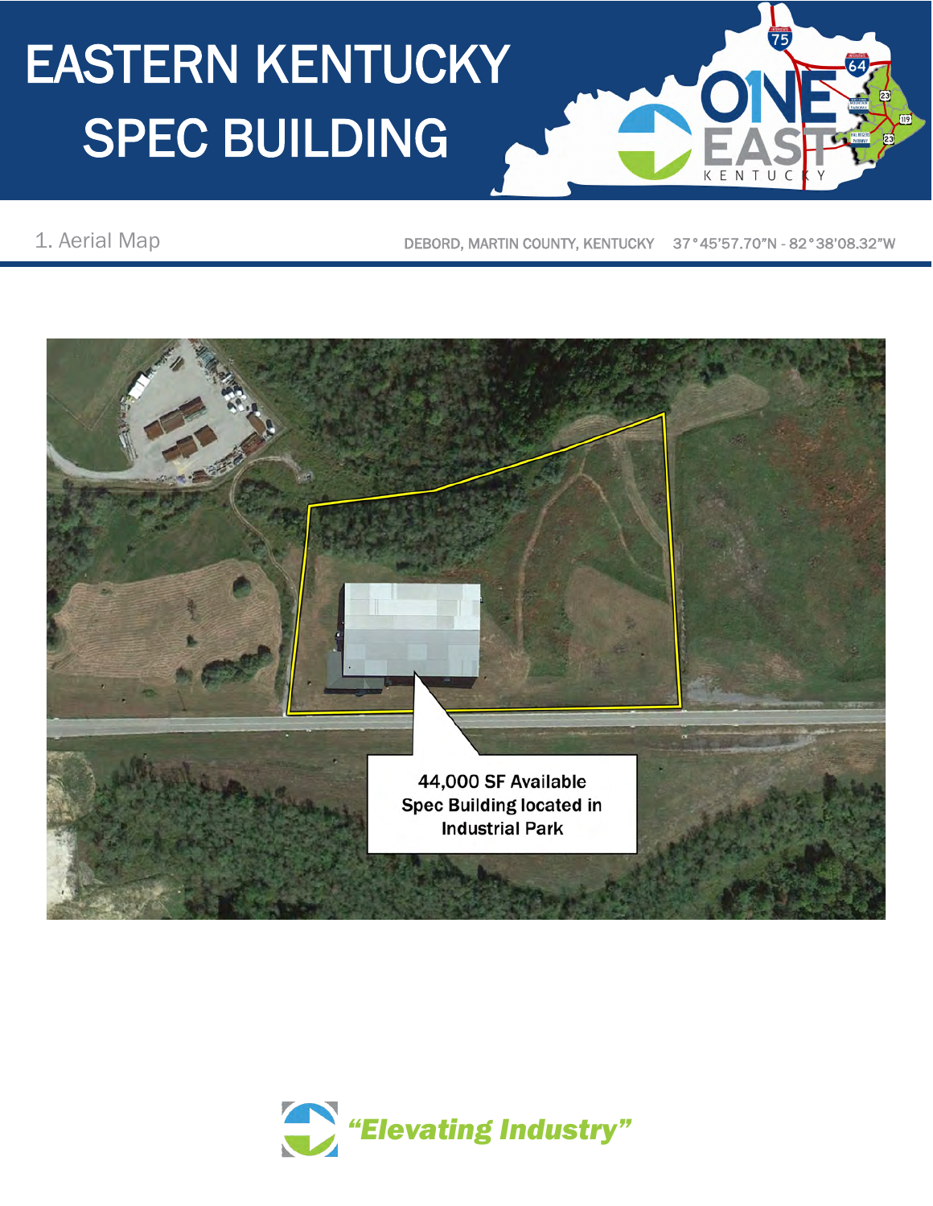# EASTERN KENTUCKY SPEC BUILDING

1. Aerial Map

DEBORD, MARTIN COUNTY, KENTUCKY 37°45'57.70"N - 82°38'08.32"W

44,000 SF Available Spec Building located in Industrial Park

*"Elevating Industry"*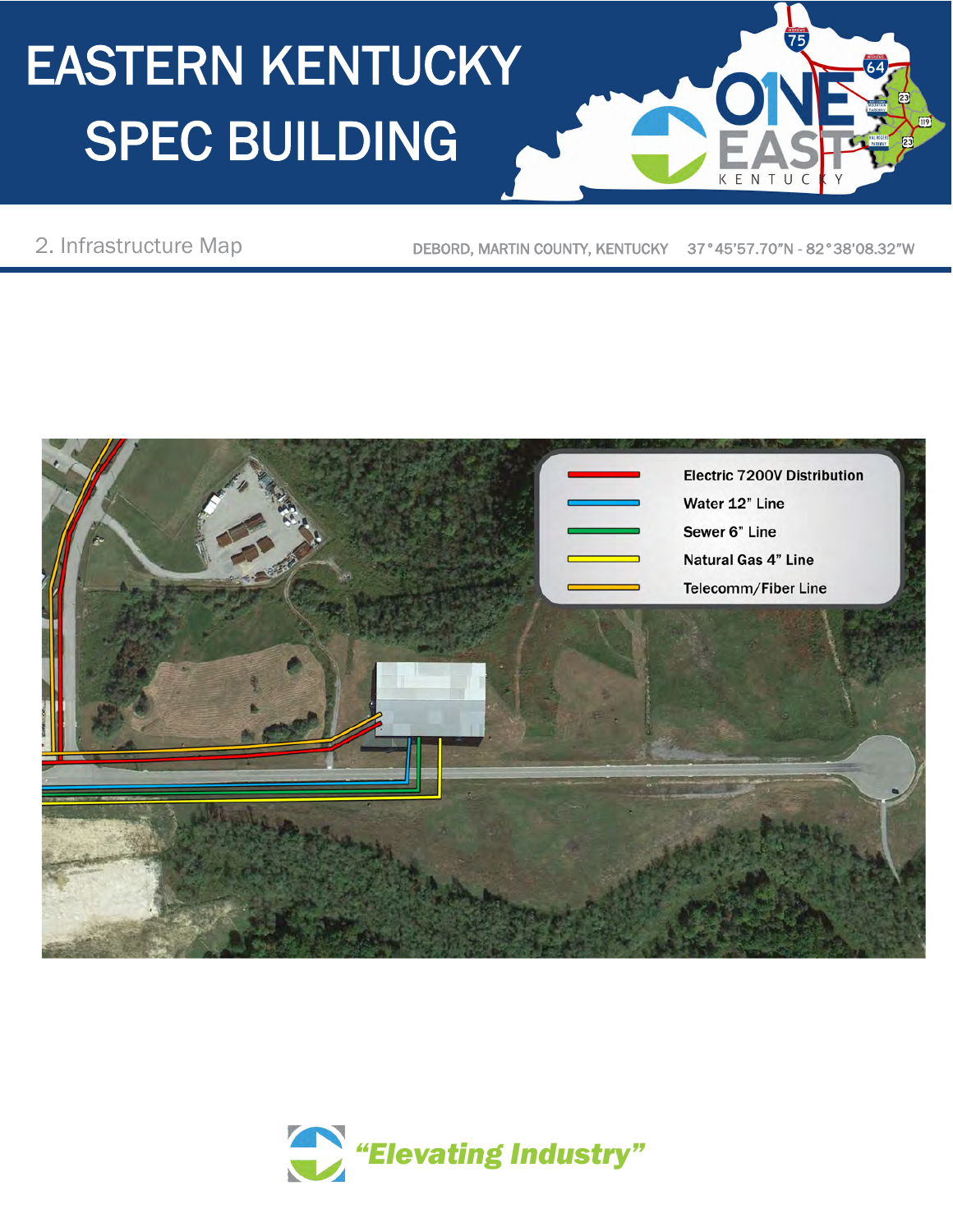# EASTERN KENTUCKY SPEC BUILDING

## 2. Infrastructure Map

DEBORD, MARTIN COUNTY, KENTUCKY 37°45'57.70"N - 82°38'08.32"W

- Electric 7200V Distribution
- Water 12" Line
- Sewer 6" Line
- Natural Gas 4" Line
- Telecomm/Fiber Line

*"Elevating Industry"*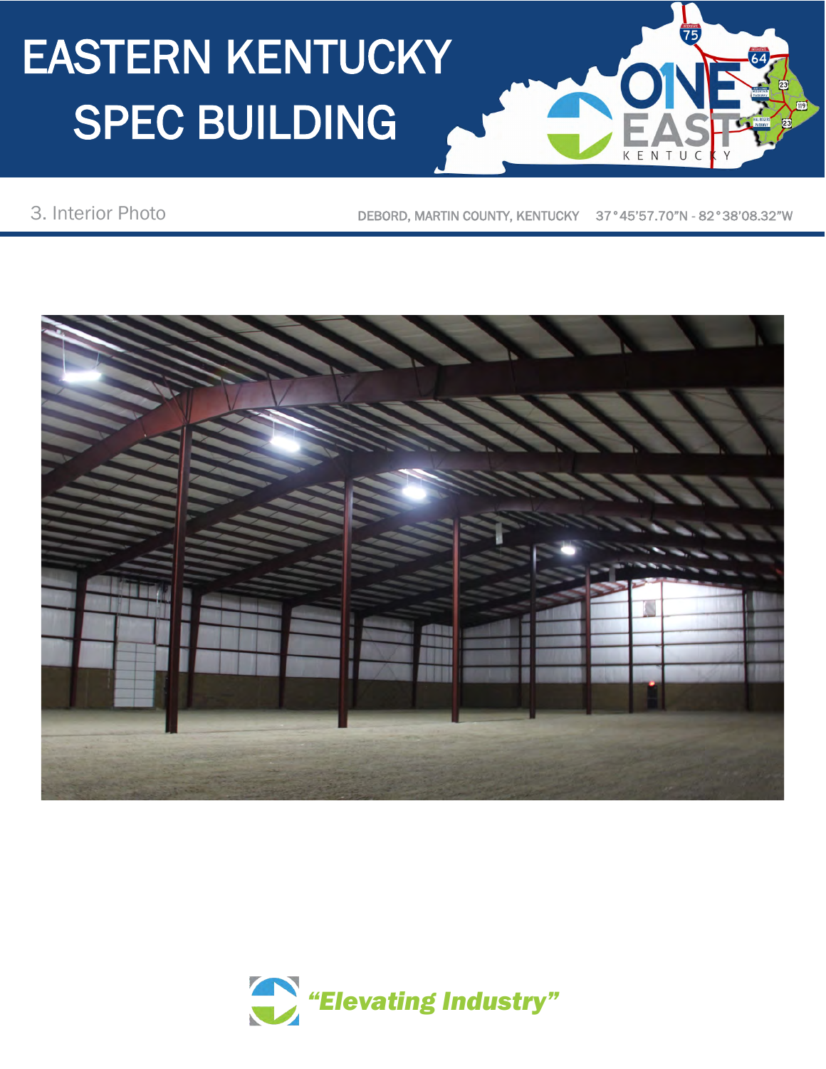# EASTERN KENTUCKY SPEC BUILDING

3. Interior Photo

DEBORD, MARTIN COUNTY, KENTUCKY 37°45'57.70"N - 82°38'08.32"W

*"Elevating Industry"*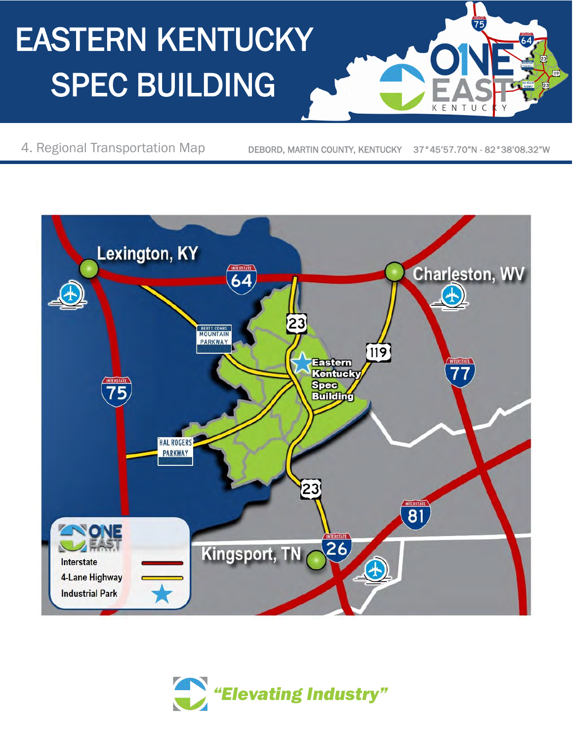# EASTERN KENTUCKY SPEC BUILDING

4. Regional Transportation Map

DEBORD, MARTIN COUNTY, KENTUCKY 37°45'57.70"N - 82°38'08.32"W

Lexington, KY

Charleston, WV

Kingsport, TN

Eastern Kentucky Spec Building

INTERSTATE 64

INTERSTATE 75

INTERSTATE 77

INTERSTATE 81

INTERSTATE 26

23

119

BERT T. COMBS MOUNTAIN PARKWAY

HAL ROGERS PARKWAY

| Legend | |
|---|---|
| Interstate | Red line |
| 4-Lane Highway | Yellow line |
| Industrial Park | Blue star |

*"Elevating Industry"*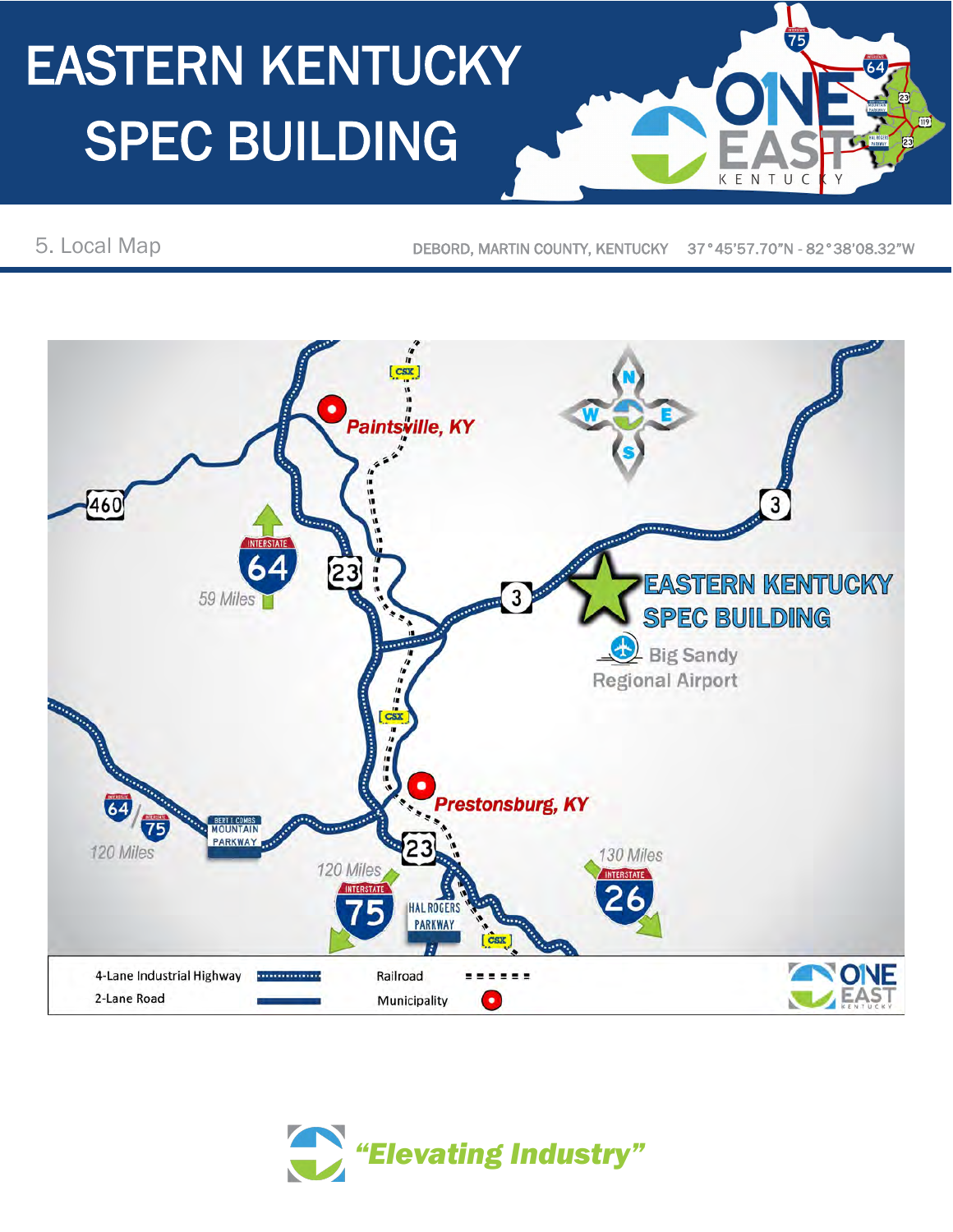# EASTERN KENTUCKY SPEC BUILDING

## 5. Local Map

DEBORD, MARTIN COUNTY, KENTUCKY 37°45'57.70"N - 82°38'08.32"W

EASTERN KENTUCKY SPEC BUILDING

Big Sandy Regional Airport

Paintsville, KY

Prestonsburg, KY

Interstate 64 – 59 Miles

Interstate 64/75 – 120 Miles

Interstate 75 – 120 Miles

Interstate 26 – 130 Miles

Bert T. Combs Mountain Parkway

Hal Rogers Parkway

CSX

| | | | |
|---|---|---|---|
| 4-Lane Industrial Highway | | Railroad | |
| 2-Lane Road | | Municipality | |

*"Elevating Industry"*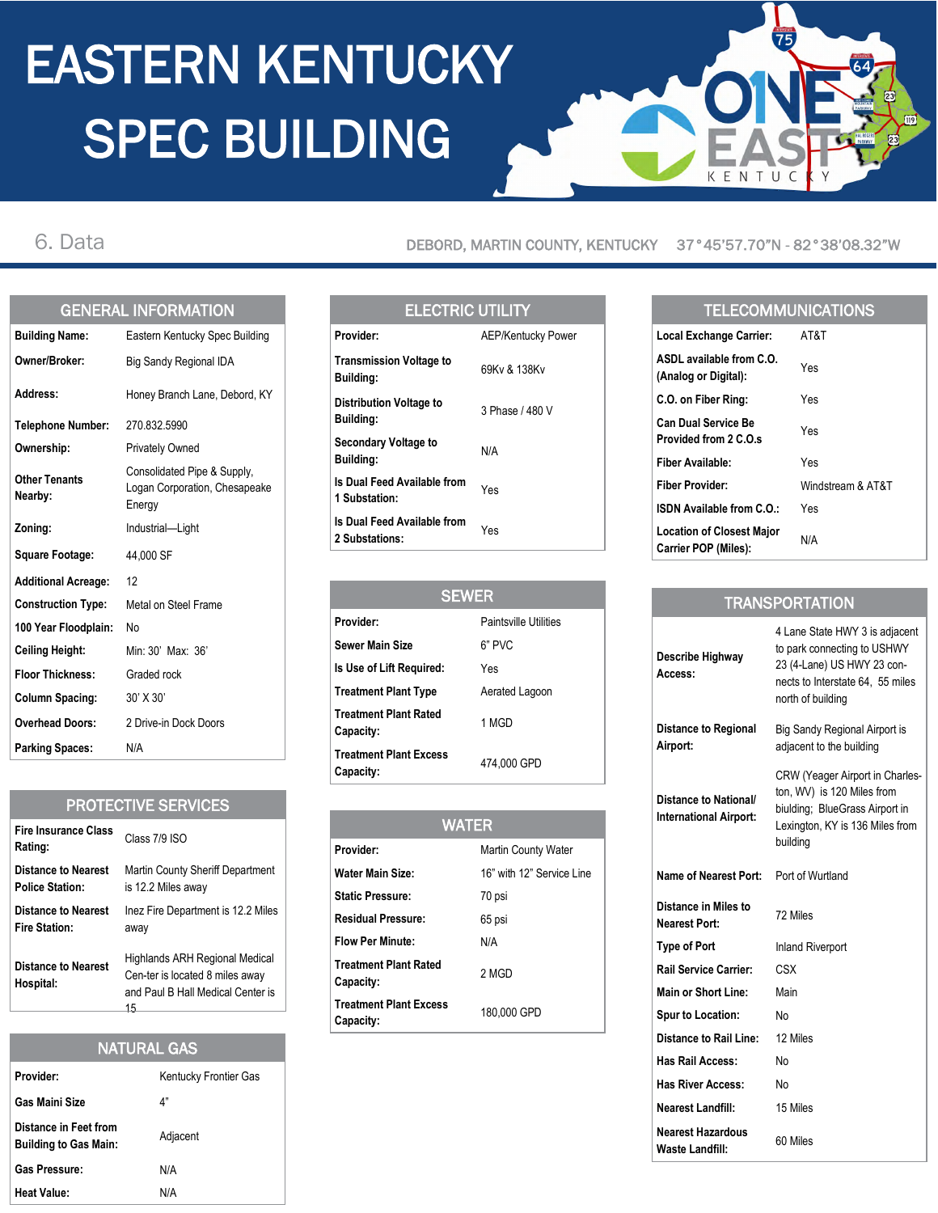# EASTERN KENTUCKY SPEC BUILDING

6. Data

DEBORD, MARTIN COUNTY, KENTUCKY 37°45'57.70"N - 82°38'08.32"W

## GENERAL INFORMATION

| | |
|---|---|
| **Building Name:** | Eastern Kentucky Spec Building |
| **Owner/Broker:** | Big Sandy Regional IDA |
| **Address:** | Honey Branch Lane, Debord, KY |
| **Telephone Number:** | 270.832.5990 |
| **Ownership:** | Privately Owned |
| **Other Tenants Nearby:** | Consolidated Pipe & Supply, Logan Corporation, Chesapeake Energy |
| **Zoning:** | Industrial—Light |
| **Square Footage:** | 44,000 SF |
| **Additional Acreage:** | 12 |
| **Construction Type:** | Metal on Steel Frame |
| **100 Year Floodplain:** | No |
| **Ceiling Height:** | Min: 30' Max: 36' |
| **Floor Thickness:** | Graded rock |
| **Column Spacing:** | 30' X 30' |
| **Overhead Doors:** | 2 Drive-in Dock Doors |
| **Parking Spaces:** | N/A |

## PROTECTIVE SERVICES

| | |
|---|---|
| **Fire Insurance Class Rating:** | Class 7/9 ISO |
| **Distance to Nearest Police Station:** | Martin County Sheriff Department is 12.2 Miles away |
| **Distance to Nearest Fire Station:** | Inez Fire Department is 12.2 Miles away |
| **Distance to Nearest Hospital:** | Highlands ARH Regional Medical Cen-ter is located 8 miles away and Paul B Hall Medical Center is 15 |

## NATURAL GAS

| | |
|---|---|
| **Provider:** | Kentucky Frontier Gas |
| **Gas Maini Size** | 4" |
| **Distance in Feet from Building to Gas Main:** | Adjacent |
| **Gas Pressure:** | N/A |
| **Heat Value:** | N/A |

## ELECTRIC UTILITY

| | |
|---|---|
| **Provider:** | AEP/Kentucky Power |
| **Transmission Voltage to Building:** | 69Kv & 138Kv |
| **Distribution Voltage to Building:** | 3 Phase / 480 V |
| **Secondary Voltage to Building:** | N/A |
| **Is Dual Feed Available from 1 Substation:** | Yes |
| **Is Dual Feed Available from 2 Substations:** | Yes |

## SEWER

| | |
|---|---|
| **Provider:** | Paintsville Utilities |
| **Sewer Main Size** | 6" PVC |
| **Is Use of Lift Required:** | Yes |
| **Treatment Plant Type** | Aerated Lagoon |
| **Treatment Plant Rated Capacity:** | 1 MGD |
| **Treatment Plant Excess Capacity:** | 474,000 GPD |

## WATER

| | |
|---|---|
| **Provider:** | Martin County Water |
| **Water Main Size:** | 16" with 12" Service Line |
| **Static Pressure:** | 70 psi |
| **Residual Pressure:** | 65 psi |
| **Flow Per Minute:** | N/A |
| **Treatment Plant Rated Capacity:** | 2 MGD |
| **Treatment Plant Excess Capacity:** | 180,000 GPD |

## TELECOMMUNICATIONS

| | |
|---|---|
| **Local Exchange Carrier:** | AT&T |
| **ASDL available from C.O. (Analog or Digital):** | Yes |
| **C.O. on Fiber Ring:** | Yes |
| **Can Dual Service Be Provided from 2 C.O.s** | Yes |
| **Fiber Available:** | Yes |
| **Fiber Provider:** | Windstream & AT&T |
| **ISDN Available from C.O.:** | Yes |
| **Location of Closest Major Carrier POP (Miles):** | N/A |

## TRANSPORTATION

| | |
|---|---|
| **Describe Highway Access:** | 4 Lane State HWY 3 is adjacent to park connecting to USHWY 23 (4-Lane) US HWY 23 con-nects to Interstate 64, 55 miles north of building |
| **Distance to Regional Airport:** | Big Sandy Regional Airport is adjacent to the building |
| **Distance to National/ International Airport:** | CRW (Yeager Airport in Charles-ton, WV) is 120 Miles from building; BlueGrass Airport in Lexington, KY is 136 Miles from building |
| **Name of Nearest Port:** | Port of Wurtland |
| **Distance in Miles to Nearest Port:** | 72 Miles |
| **Type of Port** | Inland Riverport |
| **Rail Service Carrier:** | CSX |
| **Main or Short Line:** | Main |
| **Spur to Location:** | No |
| **Distance to Rail Line:** | 12 Miles |
| **Has Rail Access:** | No |
| **Has River Access:** | No |
| **Nearest Landfill:** | 15 Miles |
| **Nearest Hazardous Waste Landfill:** | 60 Miles |